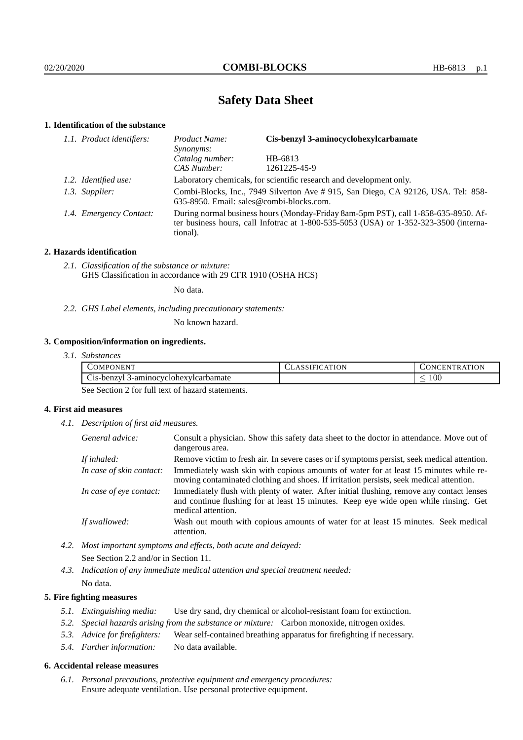# Safety Data Sheet

## 1. Identification of the substance

*1.1. Product identifiers:*

| | |
|---|---|
| *Product Name:* | **Cis-benzyl 3-aminocyclohexylcarbamate** |
| *Synonyms:* | |
| *Catalog number:* | HB-6813 |
| *CAS Number:* | 1261225-45-9 |

*1.2. Identified use:* Laboratory chemicals, for scientific research and development only.

*1.3. Supplier:* Combi-Blocks, Inc., 7949 Silverton Ave # 915, San Diego, CA 92126, USA. Tel: 858-635-8950. Email: sales@combi-blocks.com.

*1.4. Emergency Contact:* During normal business hours (Monday-Friday 8am-5pm PST), call 1-858-635-8950. After business hours, call Infotrac at 1-800-535-5053 (USA) or 1-352-323-3500 (international).

## 2. Hazards identification

*2.1. Classification of the substance or mixture:*
GHS Classification in accordance with 29 CFR 1910 (OSHA HCS)

No data.

*2.2. GHS Label elements, including precautionary statements:*

No known hazard.

## 3. Composition/information on ingredients.

*3.1. Substances*

| COMPONENT | CLASSIFICATION | CONCENTRATION |
|---|---|---|
| Cis-benzyl 3-aminocyclohexylcarbamate | | $\leq 100$ |

See Section 2 for full text of hazard statements.

## 4. First aid measures

*4.1. Description of first aid measures.*

*General advice:* Consult a physician. Show this safety data sheet to the doctor in attendance. Move out of dangerous area.

*If inhaled:* Remove victim to fresh air. In severe cases or if symptoms persist, seek medical attention.

*In case of skin contact:* Immediately wash skin with copious amounts of water for at least 15 minutes while removing contaminated clothing and shoes. If irritation persists, seek medical attention.

*In case of eye contact:* Immediately flush with plenty of water. After initial flushing, remove any contact lenses and continue flushing for at least 15 minutes. Keep eye wide open while rinsing. Get medical attention.

*If swallowed:* Wash out mouth with copious amounts of water for at least 15 minutes. Seek medical attention.

*4.2. Most important symptoms and effects, both acute and delayed:*

See Section 2.2 and/or in Section 11.

*4.3. Indication of any immediate medical attention and special treatment needed:*

No data.

## 5. Fire fighting measures

*5.1. Extinguishing media:* Use dry sand, dry chemical or alcohol-resistant foam for extinction.

*5.2. Special hazards arising from the substance or mixture:* Carbon monoxide, nitrogen oxides.

*5.3. Advice for firefighters:* Wear self-contained breathing apparatus for firefighting if necessary.

*5.4. Further information:* No data available.

## 6. Accidental release measures

*6.1. Personal precautions, protective equipment and emergency procedures:*
Ensure adequate ventilation. Use personal protective equipment.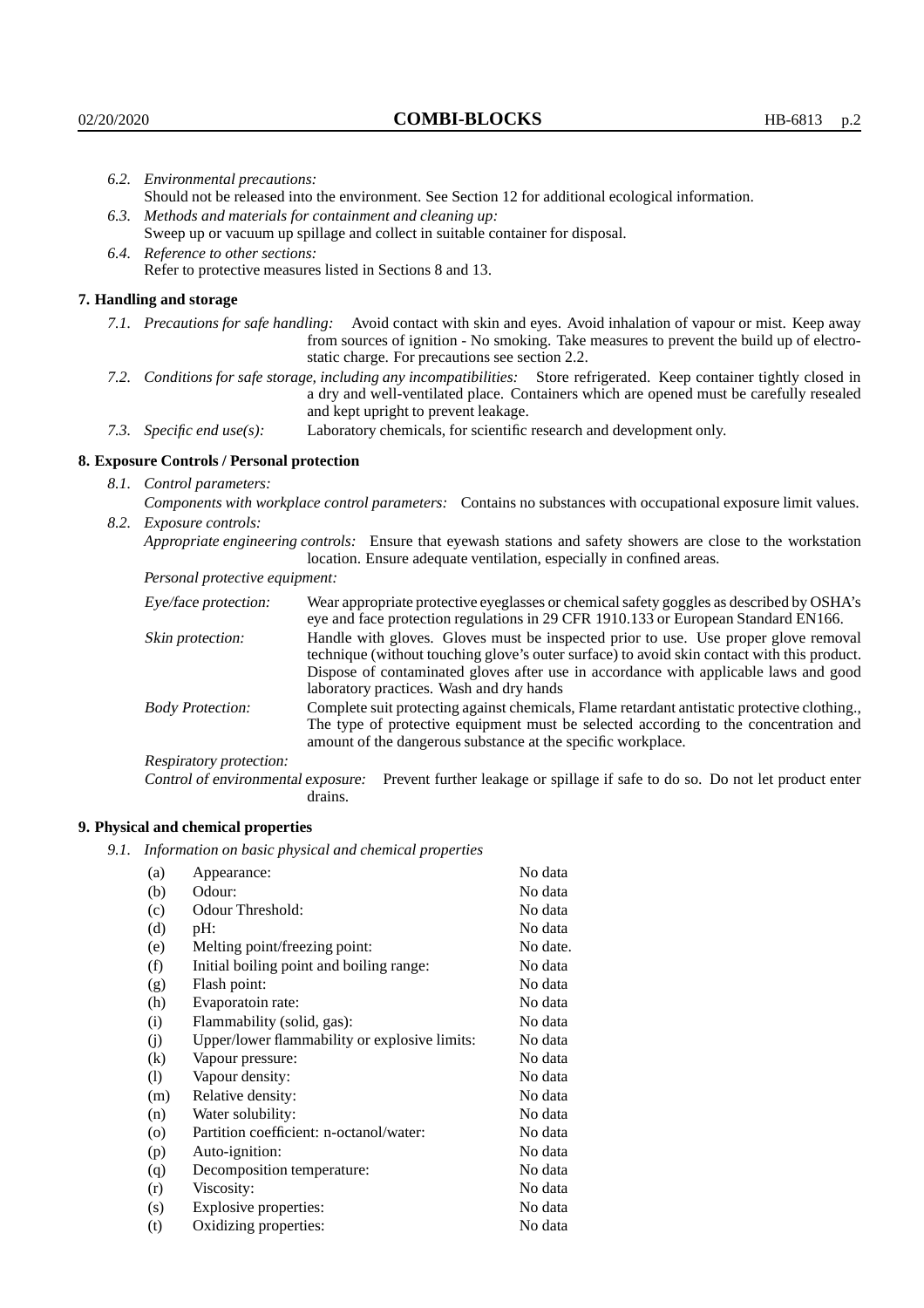*6.2. Environmental precautions:*
Should not be released into the environment. See Section 12 for additional ecological information.

*6.3. Methods and materials for containment and cleaning up:*
Sweep up or vacuum up spillage and collect in suitable container for disposal.

*6.4. Reference to other sections:*
Refer to protective measures listed in Sections 8 and 13.

## 7. Handling and storage

*7.1. Precautions for safe handling:* Avoid contact with skin and eyes. Avoid inhalation of vapour or mist. Keep away from sources of ignition - No smoking. Take measures to prevent the build up of electrostatic charge. For precautions see section 2.2.

*7.2. Conditions for safe storage, including any incompatibilities:* Store refrigerated. Keep container tightly closed in a dry and well-ventilated place. Containers which are opened must be carefully resealed and kept upright to prevent leakage.

*7.3. Specific end use(s):* Laboratory chemicals, for scientific research and development only.

## 8. Exposure Controls / Personal protection

*8.1. Control parameters:*

*Components with workplace control parameters:* Contains no substances with occupational exposure limit values.

*8.2. Exposure controls:*

*Appropriate engineering controls:* Ensure that eyewash stations and safety showers are close to the workstation location. Ensure adequate ventilation, especially in confined areas.

*Personal protective equipment:*

*Eye/face protection:* Wear appropriate protective eyeglasses or chemical safety goggles as described by OSHA's eye and face protection regulations in 29 CFR 1910.133 or European Standard EN166.

*Skin protection:* Handle with gloves. Gloves must be inspected prior to use. Use proper glove removal technique (without touching glove's outer surface) to avoid skin contact with this product. Dispose of contaminated gloves after use in accordance with applicable laws and good laboratory practices. Wash and dry hands

*Body Protection:* Complete suit protecting against chemicals, Flame retardant antistatic protective clothing., The type of protective equipment must be selected according to the concentration and amount of the dangerous substance at the specific workplace.

*Respiratory protection:*

*Control of environmental exposure:* Prevent further leakage or spillage if safe to do so. Do not let product enter drains.

## 9. Physical and chemical properties

*9.1. Information on basic physical and chemical properties*

| | | |
|---|---|---|
| (a) | Appearance: | No data |
| (b) | Odour: | No data |
| (c) | Odour Threshold: | No data |
| (d) | pH: | No data |
| (e) | Melting point/freezing point: | No date. |
| (f) | Initial boiling point and boiling range: | No data |
| (g) | Flash point: | No data |
| (h) | Evaporatoin rate: | No data |
| (i) | Flammability (solid, gas): | No data |
| (j) | Upper/lower flammability or explosive limits: | No data |
| (k) | Vapour pressure: | No data |
| (l) | Vapour density: | No data |
| (m) | Relative density: | No data |
| (n) | Water solubility: | No data |
| (o) | Partition coefficient: n-octanol/water: | No data |
| (p) | Auto-ignition: | No data |
| (q) | Decomposition temperature: | No data |
| (r) | Viscosity: | No data |
| (s) | Explosive properties: | No data |
| (t) | Oxidizing properties: | No data |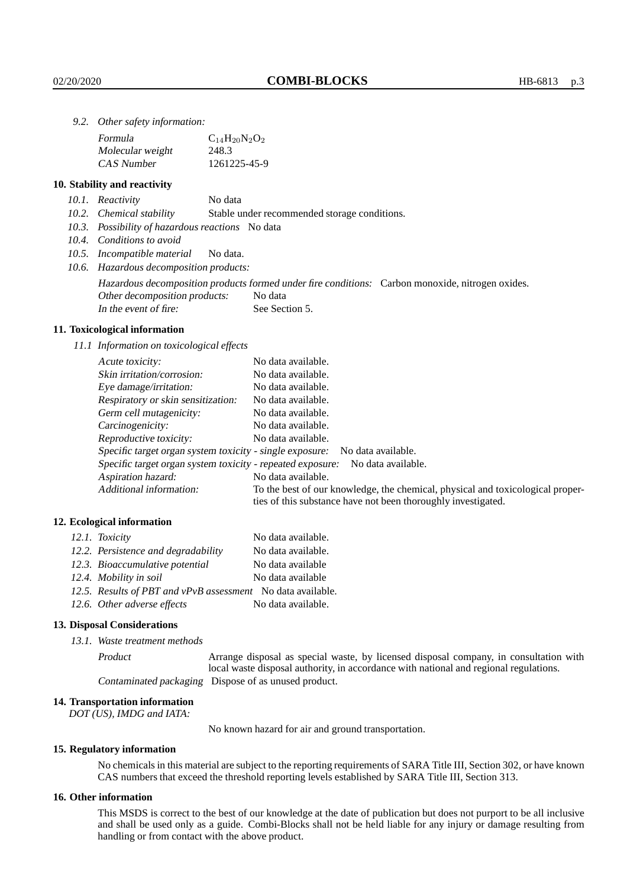*9.2. Other safety information:*

| | |
|---|---|
| *Formula* | $C_{14}H_{20}N_2O_2$ |
| *Molecular weight* | 248.3 |
| *CAS Number* | 1261225-45-9 |

### 10. Stability and reactivity

- *10.1. Reactivity* No data
- *10.2. Chemical stability* Stable under recommended storage conditions.
- *10.3. Possibility of hazardous reactions* No data
- *10.4. Conditions to avoid*
- *10.5. Incompatible material* No data.
- *10.6. Hazardous decomposition products:*

  *Hazardous decomposition products formed under fire conditions:* Carbon monoxide, nitrogen oxides.
  *Other decomposition products:* No data
  *In the event of fire:* See Section 5.

### 11. Toxicological information

*11.1 Information on toxicological effects*

| | |
|---|---|
| *Acute toxicity:* | No data available. |
| *Skin irritation/corrosion:* | No data available. |
| *Eye damage/irritation:* | No data available. |
| *Respiratory or skin sensitization:* | No data available. |
| *Germ cell mutagenicity:* | No data available. |
| *Carcinogenicity:* | No data available. |
| *Reproductive toxicity:* | No data available. |
| *Specific target organ system toxicity - single exposure:* | No data available. |
| *Specific target organ system toxicity - repeated exposure:* | No data available. |
| *Aspiration hazard:* | No data available. |
| *Additional information:* | To the best of our knowledge, the chemical, physical and toxicological properties of this substance have not been thoroughly investigated. |

### 12. Ecological information

| | |
|---|---|
| *12.1. Toxicity* | No data available. |
| *12.2. Persistence and degradability* | No data available. |
| *12.3. Bioaccumulative potential* | No data available |
| *12.4. Mobility in soil* | No data available |
| *12.5. Results of PBT and vPvB assessment* | No data available. |
| *12.6. Other adverse effects* | No data available. |

### 13. Disposal Considerations

*13.1. Waste treatment methods*

| | |
|---|---|
| *Product* | Arrange disposal as special waste, by licensed disposal company, in consultation with local waste disposal authority, in accordance with national and regional regulations. |
| *Contaminated packaging* | Dispose of as unused product. |

### 14. Transportation information

*DOT (US), IMDG and IATA:*

No known hazard for air and ground transportation.

### 15. Regulatory information

No chemicals in this material are subject to the reporting requirements of SARA Title III, Section 302, or have known CAS numbers that exceed the threshold reporting levels established by SARA Title III, Section 313.

### 16. Other information

This MSDS is correct to the best of our knowledge at the date of publication but does not purport to be all inclusive and shall be used only as a guide. Combi-Blocks shall not be held liable for any injury or damage resulting from handling or from contact with the above product.